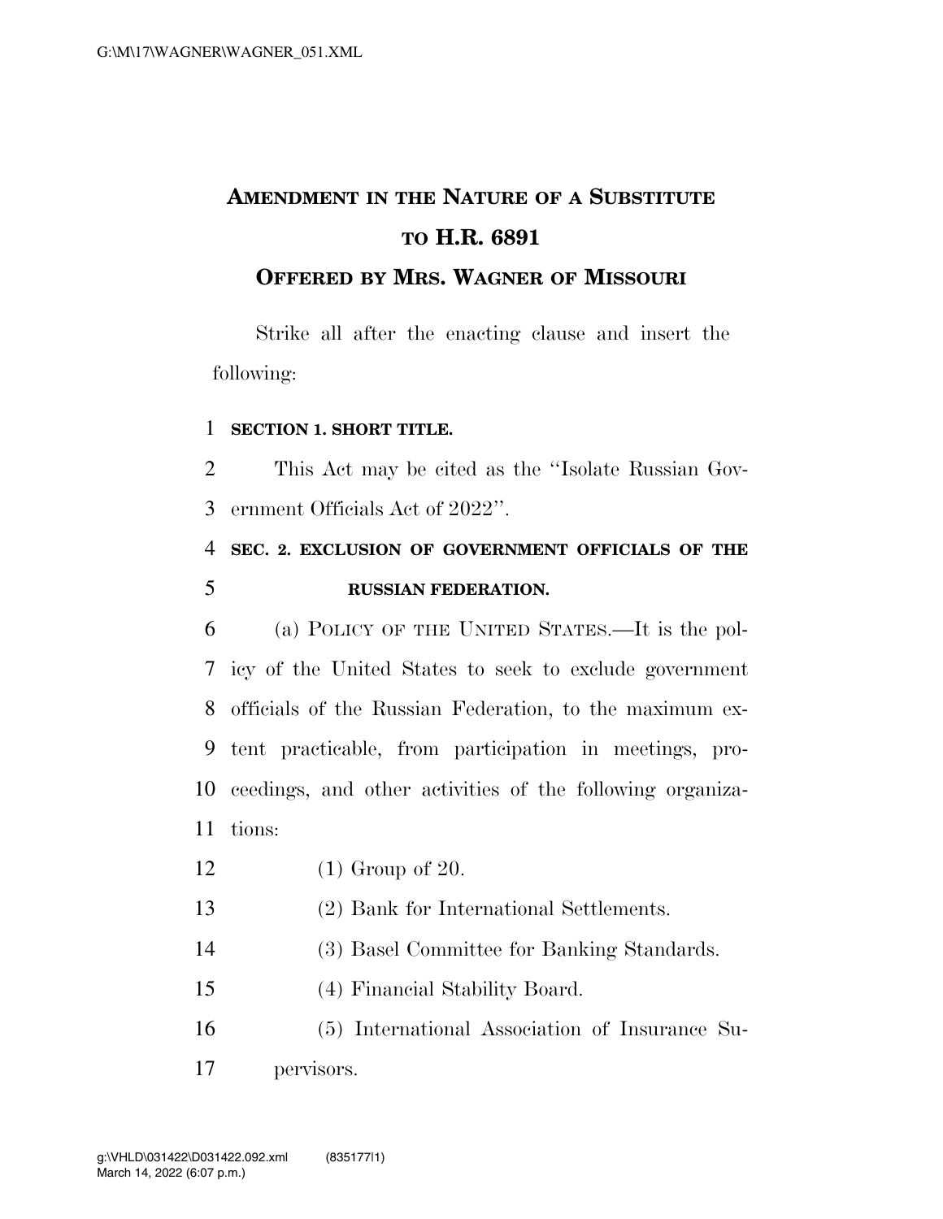# AMENDMENT IN THE NATURE OF A SUBSTITUTE TO H.R. 6891

## OFFERED BY MRS. WAGNER OF MISSOURI

Strike all after the enacting clause and insert the following:

**SECTION 1. SHORT TITLE.**

This Act may be cited as the "Isolate Russian Government Officials Act of 2022".

**SEC. 2. EXCLUSION OF GOVERNMENT OFFICIALS OF THE RUSSIAN FEDERATION.**

(a) POLICY OF THE UNITED STATES.—It is the policy of the United States to seek to exclude government officials of the Russian Federation, to the maximum extent practicable, from participation in meetings, proceedings, and other activities of the following organizations:

(1) Group of 20.

(2) Bank for International Settlements.

(3) Basel Committee for Banking Standards.

(4) Financial Stability Board.

(5) International Association of Insurance Supervisors.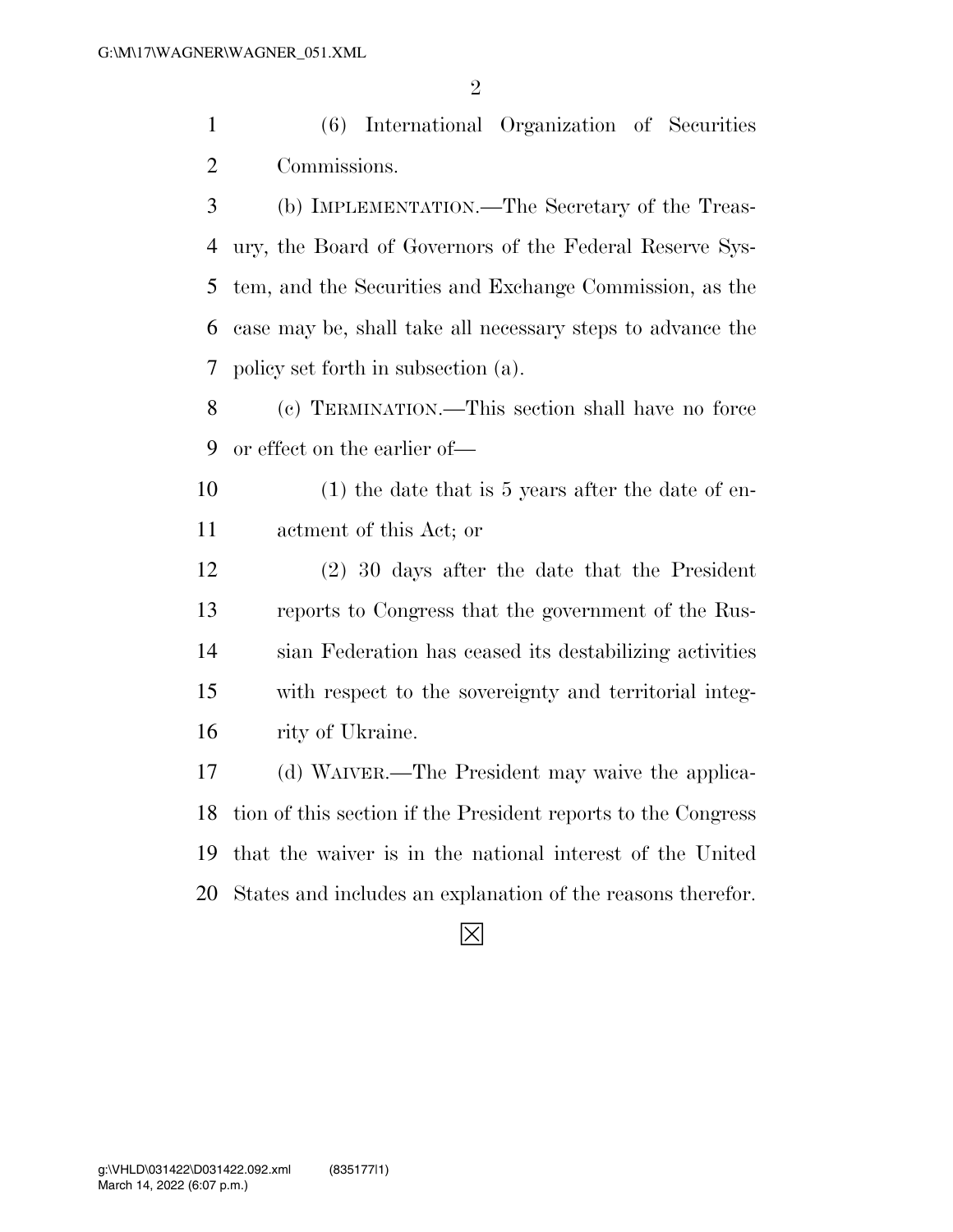(6) International Organization of Securities Commissions.

(b) IMPLEMENTATION.—The Secretary of the Treasury, the Board of Governors of the Federal Reserve System, and the Securities and Exchange Commission, as the case may be, shall take all necessary steps to advance the policy set forth in subsection (a).

(c) TERMINATION.—This section shall have no force or effect on the earlier of—

(1) the date that is 5 years after the date of enactment of this Act; or

(2) 30 days after the date that the President reports to Congress that the government of the Russian Federation has ceased its destabilizing activities with respect to the sovereignty and territorial integrity of Ukraine.

(d) WAIVER.—The President may waive the application of this section if the President reports to the Congress that the waiver is in the national interest of the United States and includes an explanation of the reasons therefor.